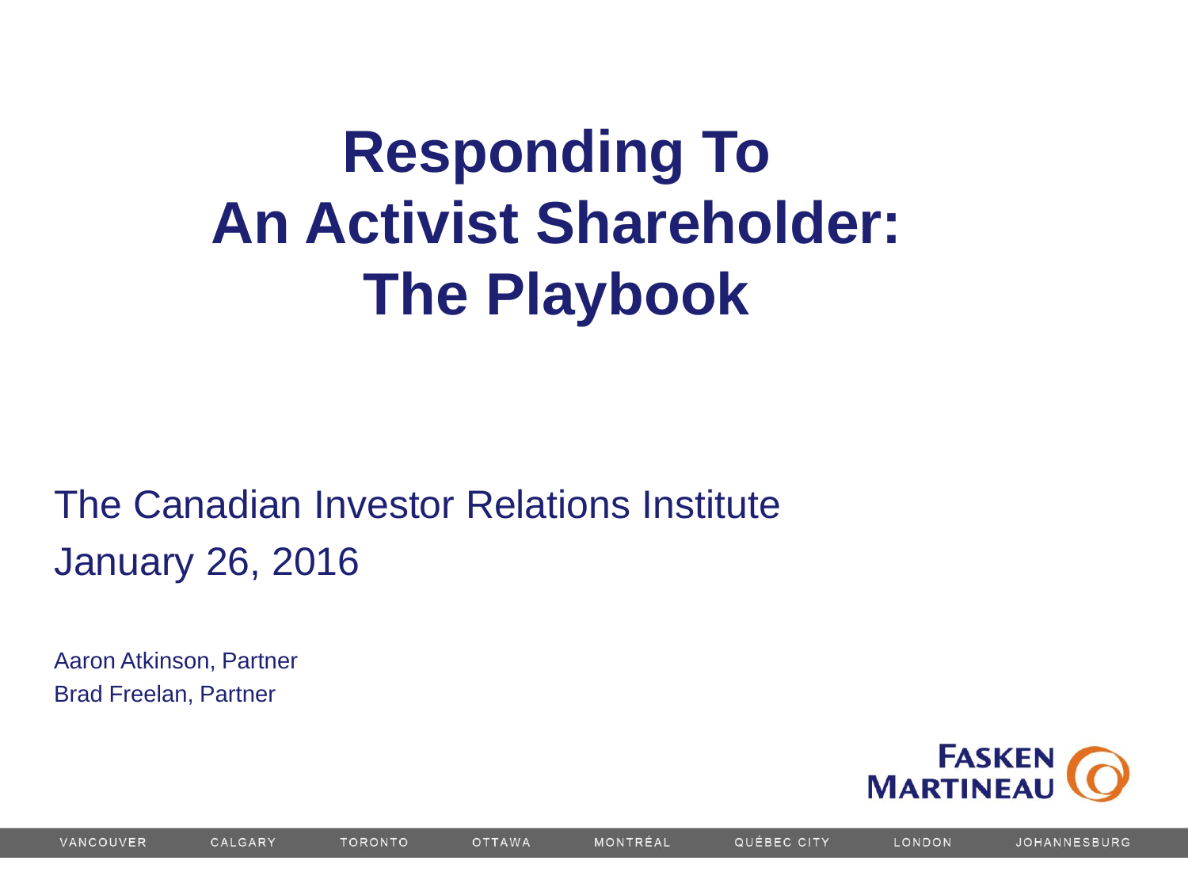# Responding To An Activist Shareholder: The Playbook

The Canadian Investor Relations Institute

January 26, 2016

Aaron Atkinson, Partner

Brad Freelan, Partner

FASKEN MARTINEAU

VANCOUVER CALGARY TORONTO OTTAWA MONTRÉAL QUÉBEC CITY LONDON JOHANNESBURG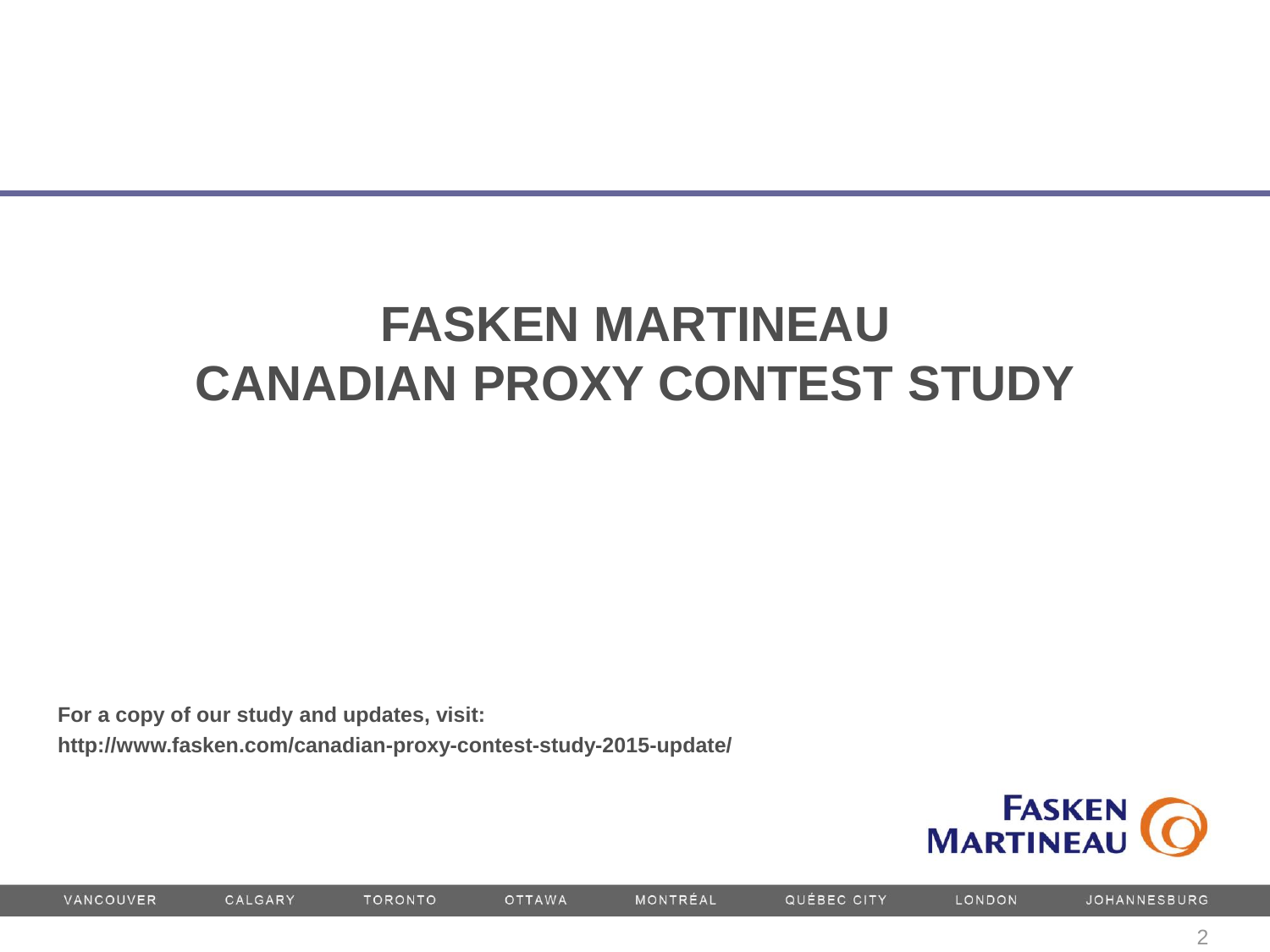# FASKEN MARTINEAU
# CANADIAN PROXY CONTEST STUDY

**For a copy of our study and updates, visit:**
**http://www.fasken.com/canadian-proxy-contest-study-2015-update/**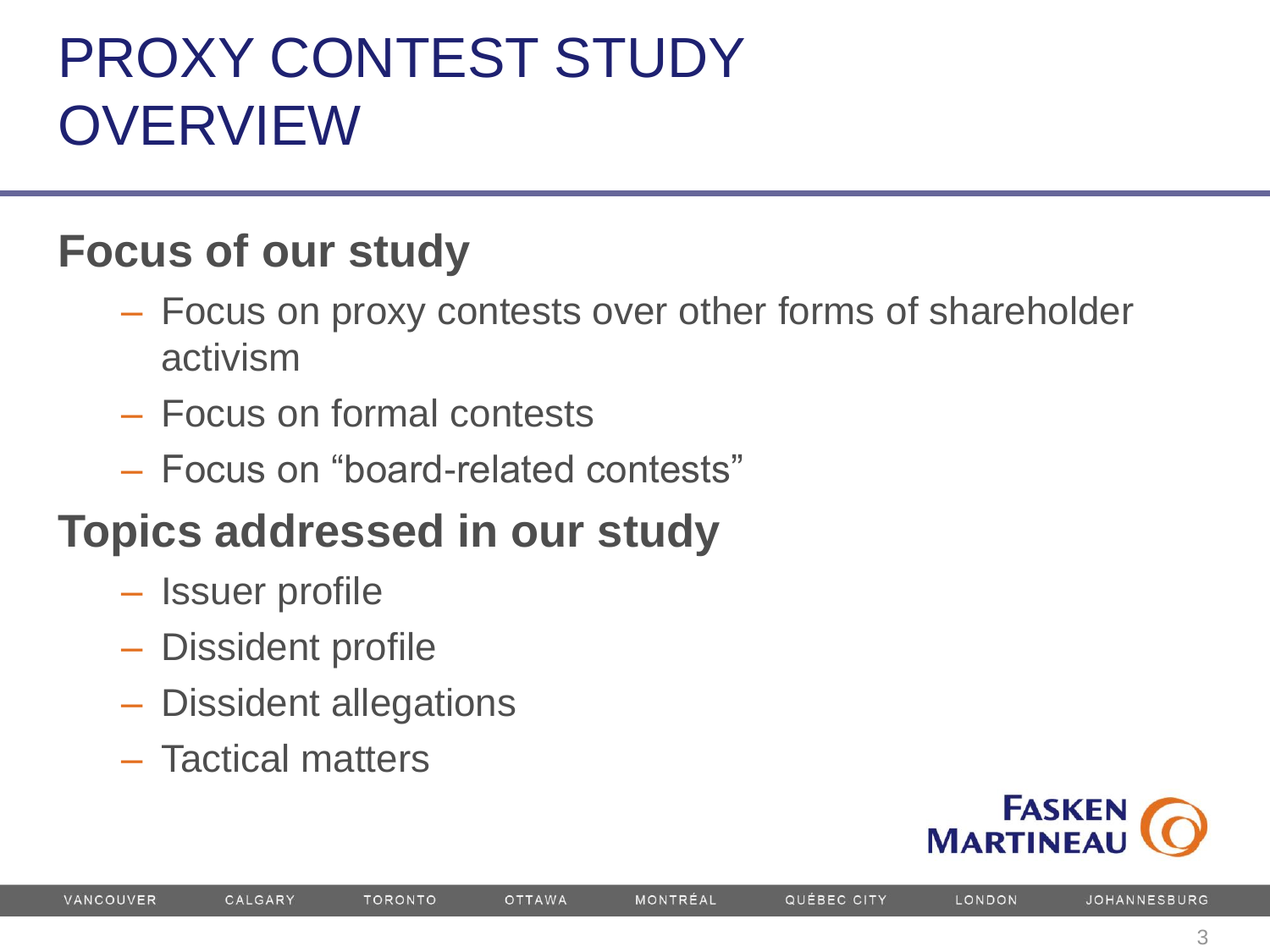# PROXY CONTEST STUDY OVERVIEW

## Focus of our study

- Focus on proxy contests over other forms of shareholder activism
- Focus on formal contests
- Focus on “board-related contests”

## Topics addressed in our study

- Issuer profile
- Dissident profile
- Dissident allegations
- Tactical matters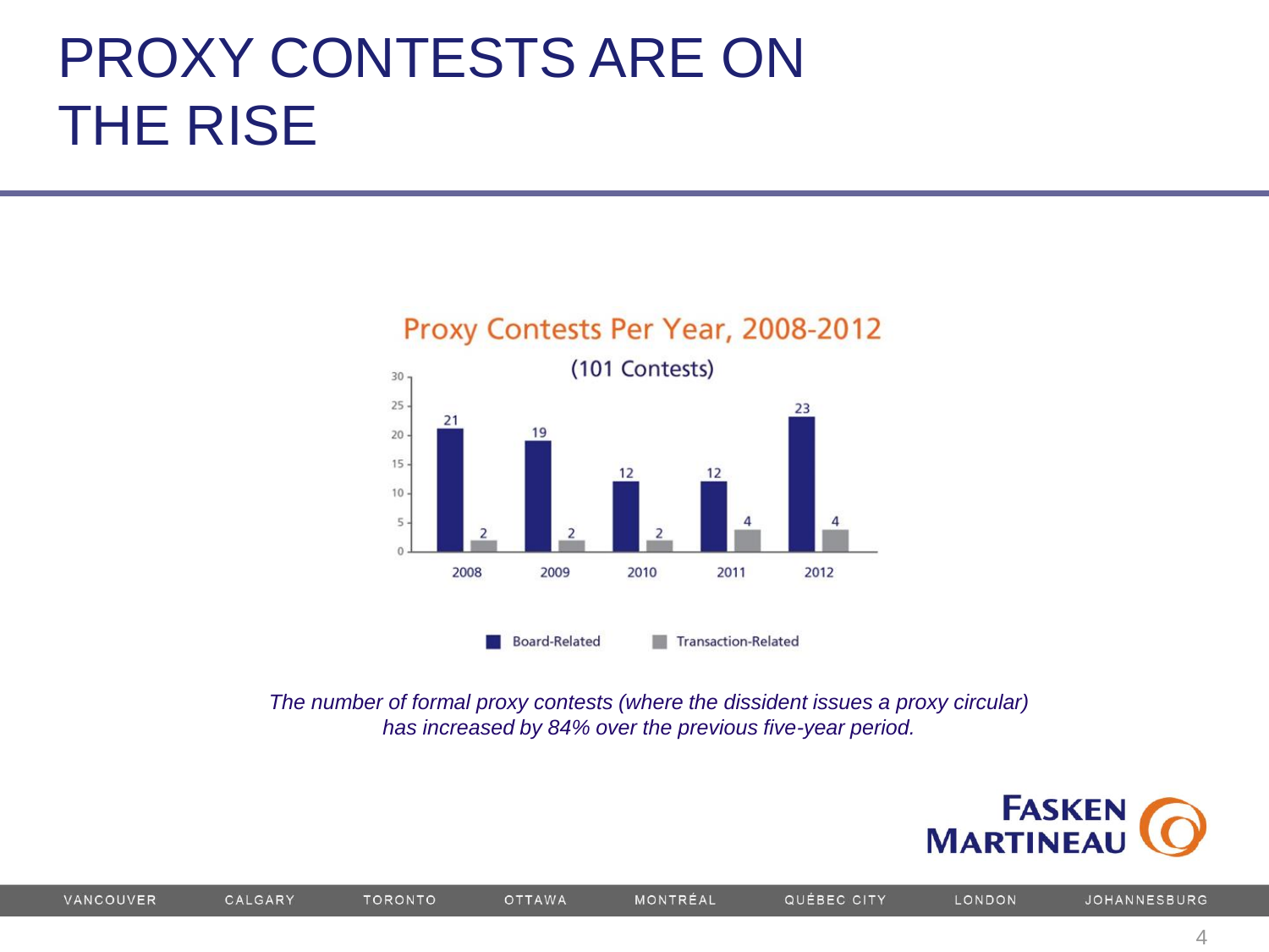# PROXY CONTESTS ARE ON THE RISE

**Proxy Contests Per Year, 2008-2012**

(101 Contests)

| Year | Board-Related | Transaction-Related |
|---|---|---|
| 2008 | 21 | 2 |
| 2009 | 19 | 2 |
| 2010 | 12 | 2 |
| 2011 | 12 | 4 |
| 2012 | 23 | 4 |

*The number of formal proxy contests (where the dissident issues a proxy circular) has increased by 84% over the previous five-year period.*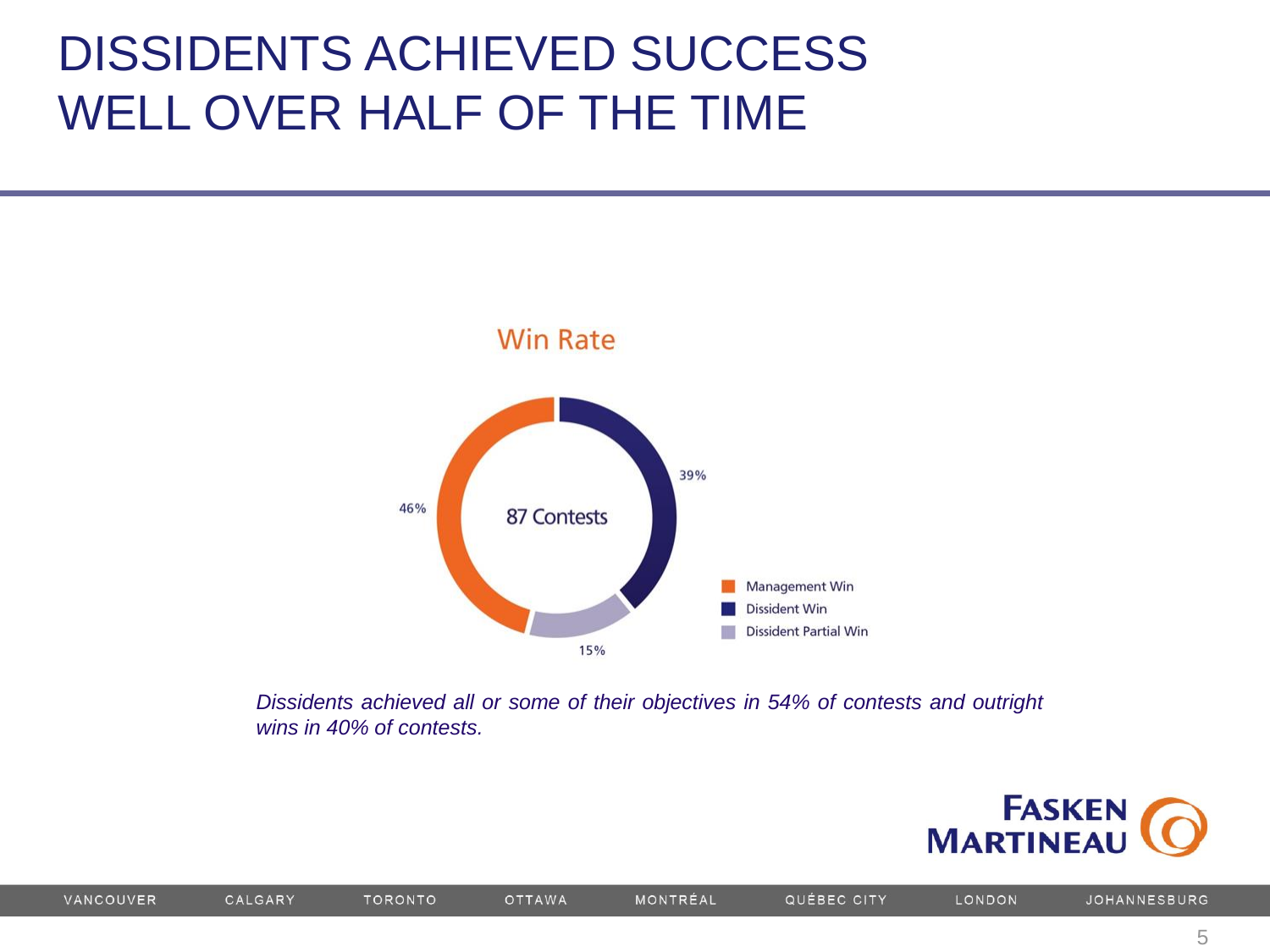# DISSIDENTS ACHIEVED SUCCESS WELL OVER HALF OF THE TIME

**Win Rate**

87 Contests

| Outcome | Share |
|---|---|
| Management Win | 46% |
| Dissident Win | 39% |
| Dissident Partial Win | 15% |

*Dissidents achieved all or some of their objectives in 54% of contests and outright wins in 40% of contests.*

VANCOUVER CALGARY TORONTO OTTAWA MONTRÉAL QUÉBEC CITY LONDON JOHANNESBURG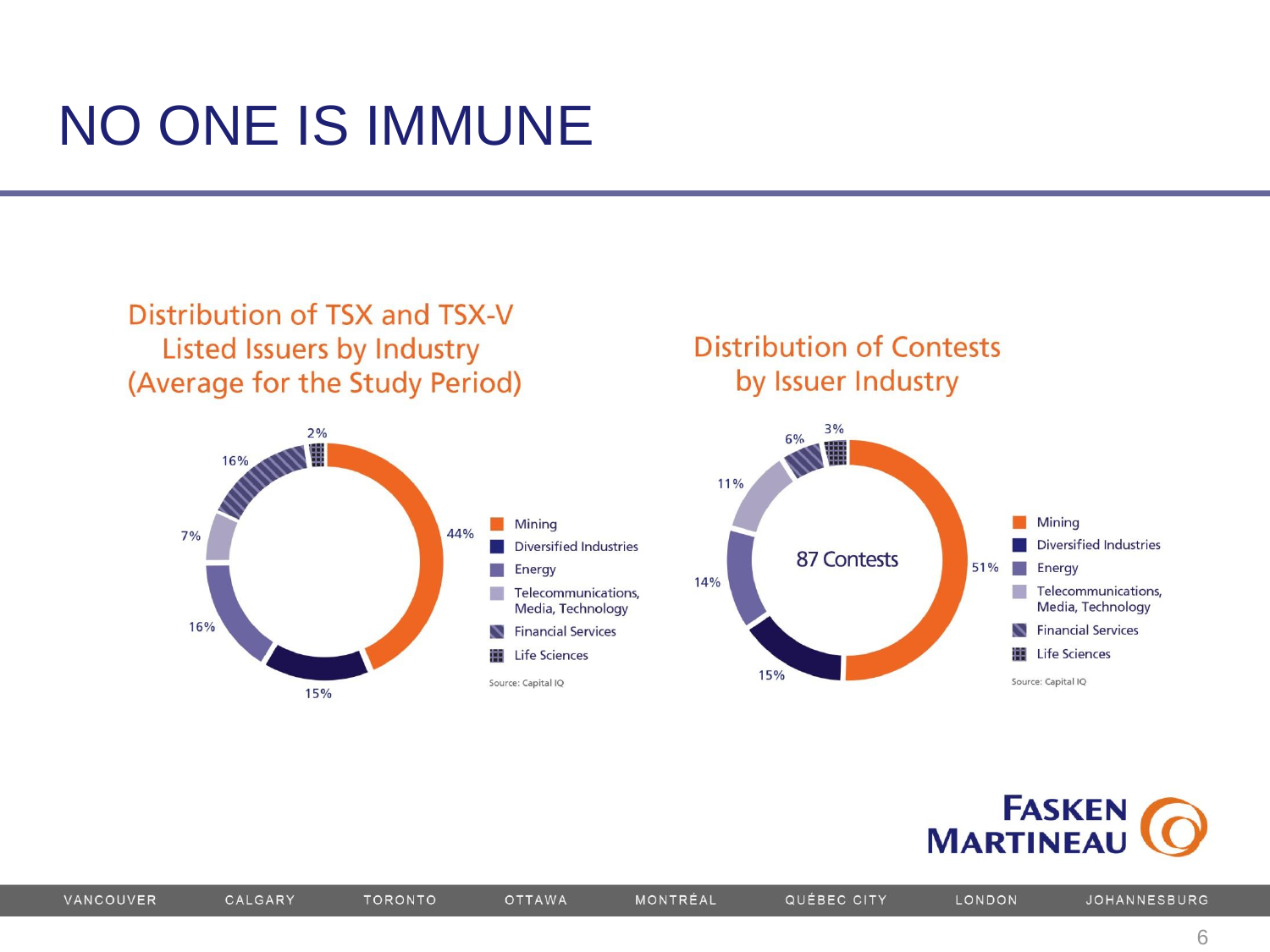# NO ONE IS IMMUNE

## Distribution of TSX and TSX-V Listed Issuers by Industry (Average for the Study Period)

| Industry | % |
| --- | --- |
| Mining | 44% |
| Diversified Industries | 15% |
| Energy | 16% |
| Telecommunications, Media, Technology | 7% |
| Financial Services | 16% |
| Life Sciences | 2% |

Source: Capital IQ

## Distribution of Contests by Issuer Industry

87 Contests

| Industry | % |
| --- | --- |
| Mining | 51% |
| Diversified Industries | 15% |
| Energy | 14% |
| Telecommunications, Media, Technology | 11% |
| Financial Services | 6% |
| Life Sciences | 3% |

Source: Capital IQ

FASKEN MARTINEAU

VANCOUVER CALGARY TORONTO OTTAWA MONTRÉAL QUÉBEC CITY LONDON JOHANNESBURG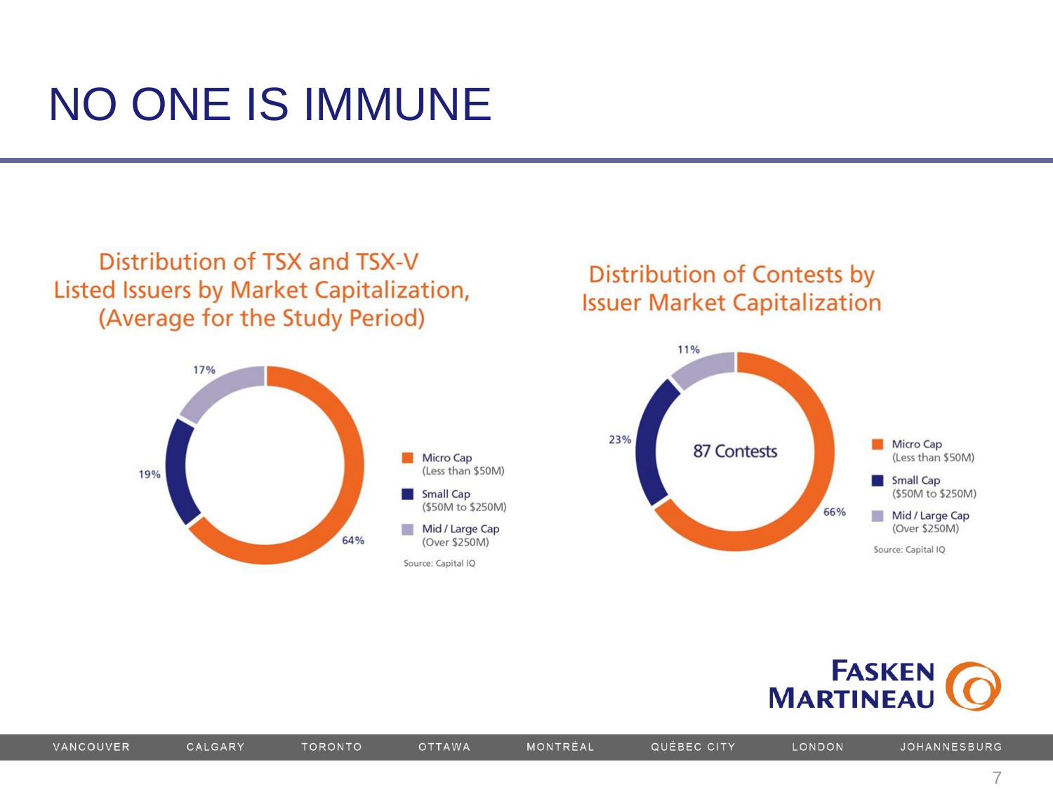# NO ONE IS IMMUNE

## Distribution of TSX and TSX-V Listed Issuers by Market Capitalization, (Average for the Study Period)

| Category | Share |
| --- | --- |
| Micro Cap (Less than $50M) | 64% |
| Small Cap ($50M to $250M) | 19% |
| Mid / Large Cap (Over $250M) | 17% |

Source: Capital IQ

## Distribution of Contests by Issuer Market Capitalization

87 Contests

| Category | Share |
| --- | --- |
| Micro Cap (Less than $50M) | 66% |
| Small Cap ($50M to $250M) | 23% |
| Mid / Large Cap (Over $250M) | 11% |

Source: Capital IQ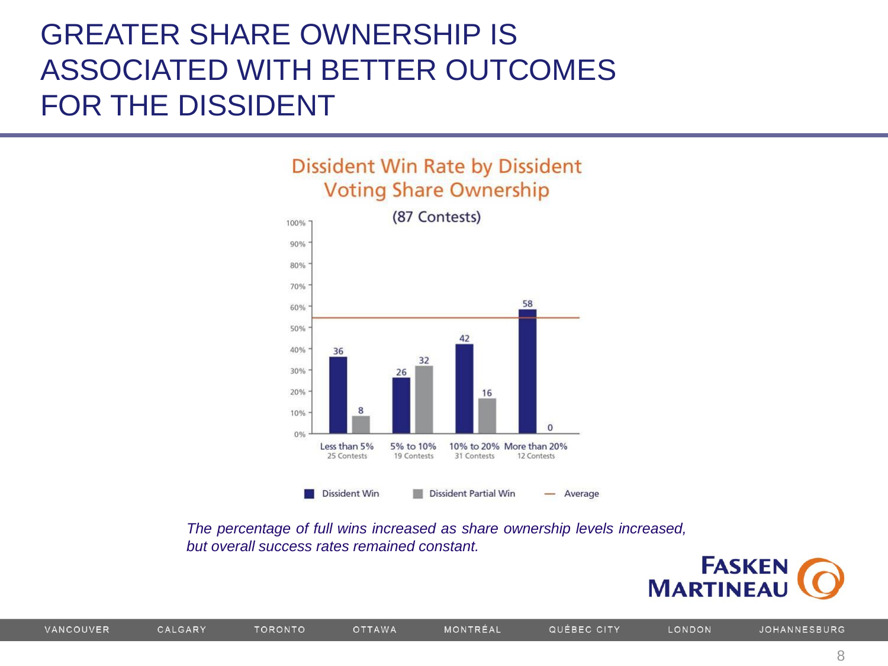# GREATER SHARE OWNERSHIP IS ASSOCIATED WITH BETTER OUTCOMES FOR THE DISSIDENT

**Dissident Win Rate by Dissident Voting Share Ownership**

(87 Contests)

| Dissident Voting Share Ownership | Dissident Win | Dissident Partial Win |
|---|---|---|
| Less than 5% (25 Contests) | 36 | 8 |
| 5% to 10% (19 Contests) | 26 | 32 |
| 10% to 20% (31 Contests) | 42 | 16 |
| More than 20% (12 Contests) | 58 | 0 |

Legend: Dissident Win; Dissident Partial Win; — Average

*The percentage of full wins increased as share ownership levels increased, but overall success rates remained constant.*

FASKEN MARTINEAU

VANCOUVER CALGARY TORONTO OTTAWA MONTRÉAL QUÉBEC CITY LONDON JOHANNESBURG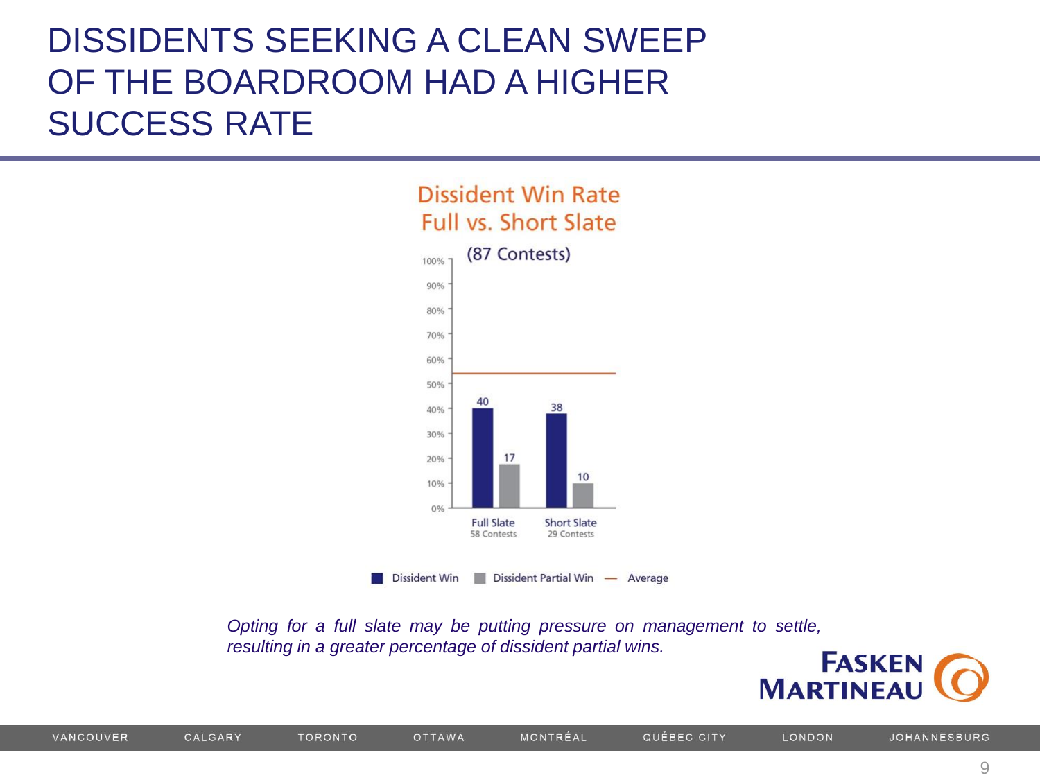# DISSIDENTS SEEKING A CLEAN SWEEP OF THE BOARDROOM HAD A HIGHER SUCCESS RATE

**Dissident Win Rate**
**Full vs. Short Slate**

(87 Contests)

| | Dissident Win | Dissident Partial Win |
|---|---|---|
| Full Slate (58 Contests) | 40 | 17 |
| Short Slate (29 Contests) | 38 | 10 |

■ Dissident Win ■ Dissident Partial Win — Average

*Opting for a full slate may be putting pressure on management to settle, resulting in a greater percentage of dissident partial wins.*

FASKEN MARTINEAU

VANCOUVER CALGARY TORONTO OTTAWA MONTRÉAL QUÉBEC CITY LONDON JOHANNESBURG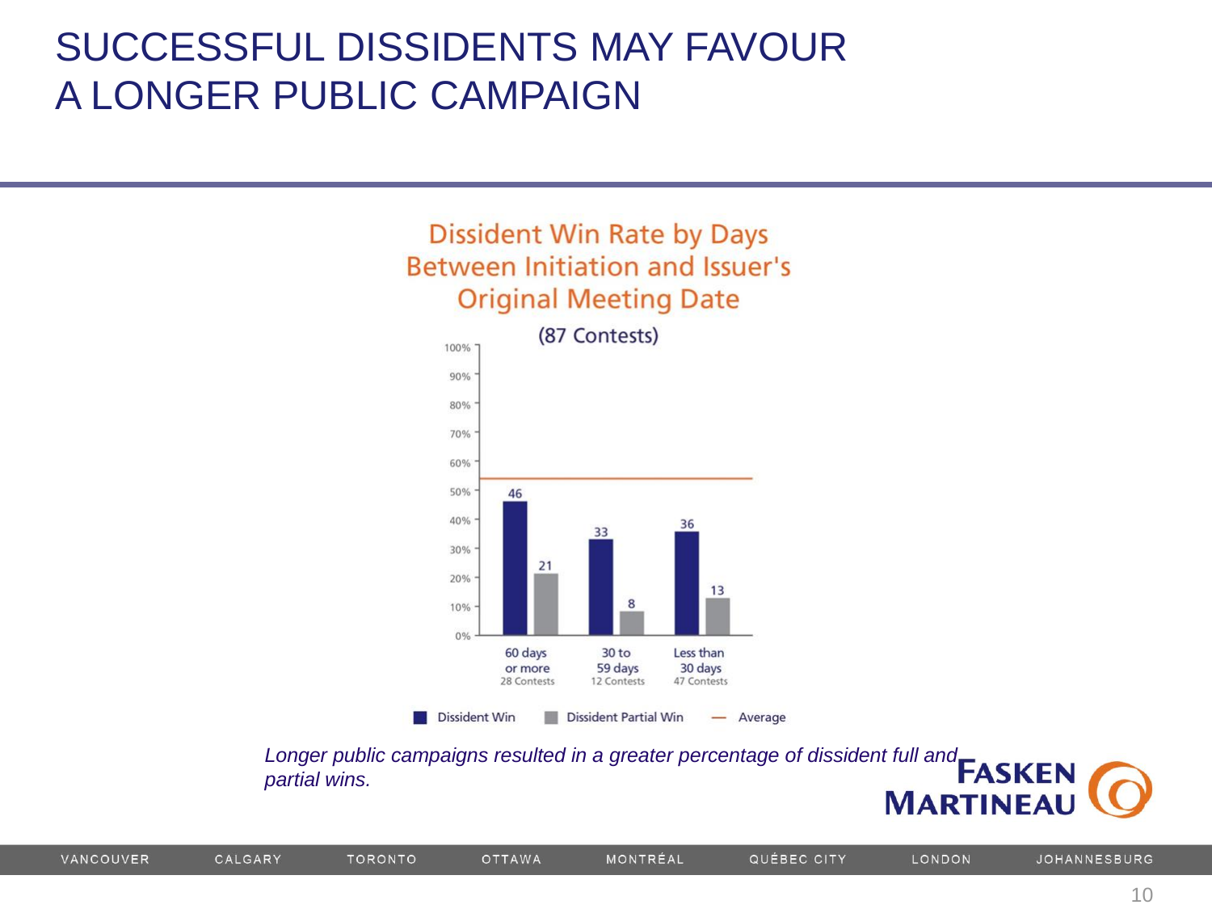# SUCCESSFUL DISSIDENTS MAY FAVOUR A LONGER PUBLIC CAMPAIGN

## Dissident Win Rate by Days Between Initiation and Issuer's Original Meeting Date

(87 Contests)

| | Dissident Win | Dissident Partial Win |
|---|---|---|
| 60 days or more (28 Contests) | 46 | 21 |
| 30 to 59 days (12 Contests) | 33 | 8 |
| Less than 30 days (47 Contests) | 36 | 13 |

Legend: Dissident Win | Dissident Partial Win | Average

*Longer public campaigns resulted in a greater percentage of dissident full and partial wins.*

**FASKEN MARTINEAU**

VANCOUVER CALGARY TORONTO OTTAWA MONTRÉAL QUÉBEC CITY LONDON JOHANNESBURG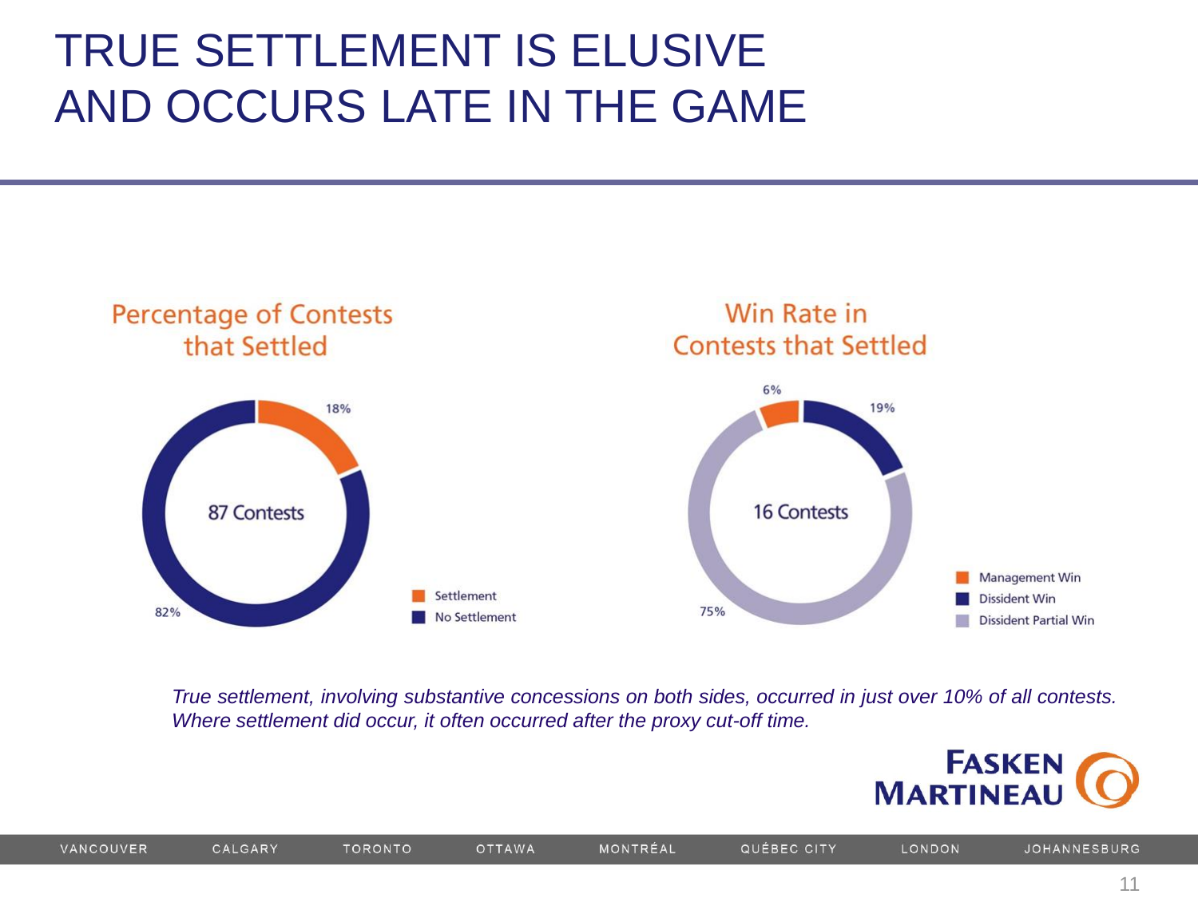# TRUE SETTLEMENT IS ELUSIVE AND OCCURS LATE IN THE GAME

## Percentage of Contests that Settled

87 Contests

- Settlement: 18%
- No Settlement: 82%

## Win Rate in Contests that Settled

16 Contests

- Management Win: 6%
- Dissident Win: 19%
- Dissident Partial Win: 75%

*True settlement, involving substantive concessions on both sides, occurred in just over 10% of all contests. Where settlement did occur, it often occurred after the proxy cut-off time.*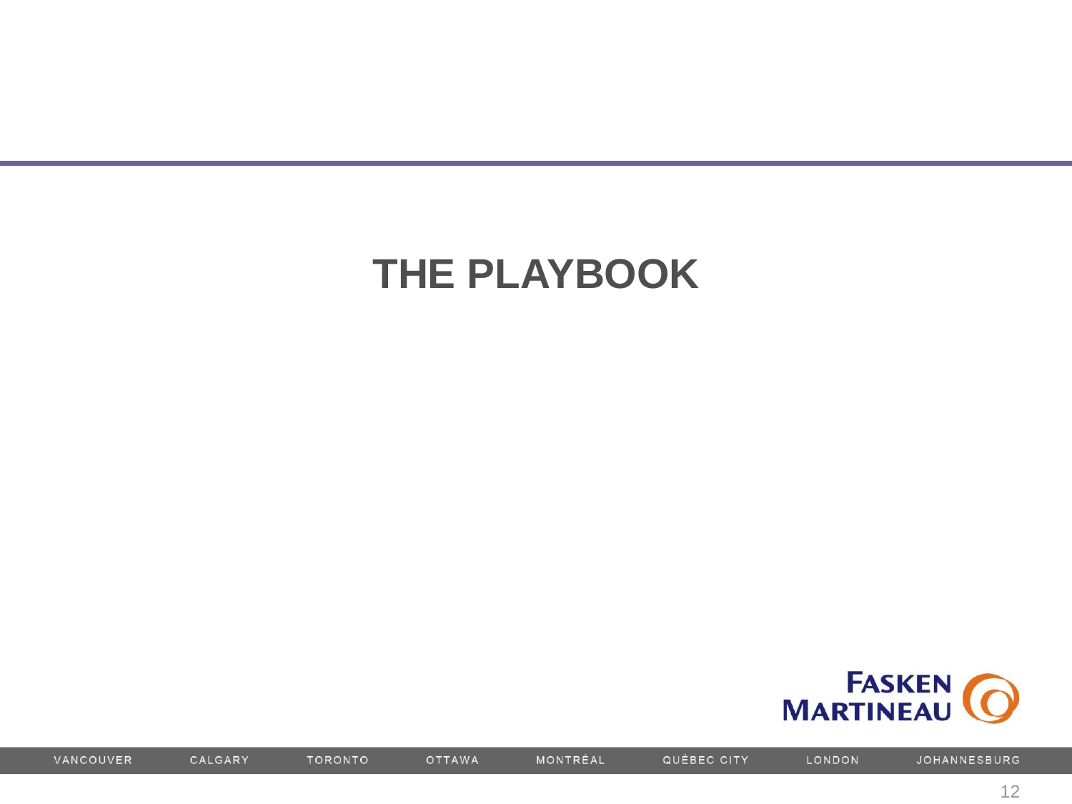# THE PLAYBOOK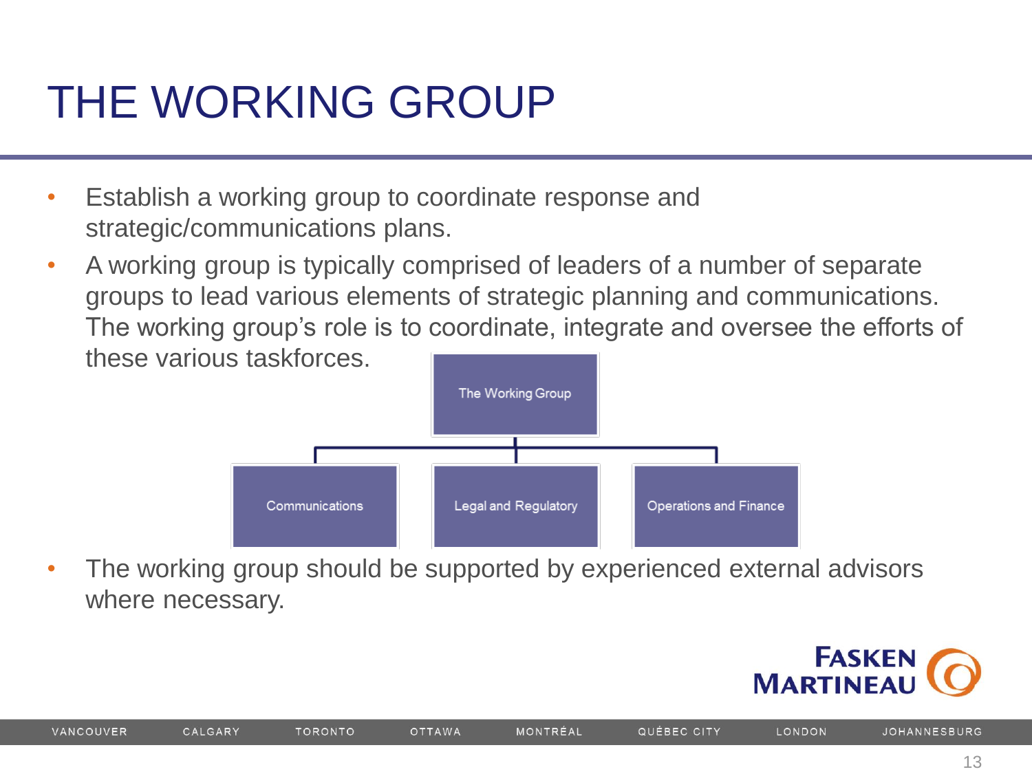# THE WORKING GROUP

- Establish a working group to coordinate response and strategic/communications plans.
- A working group is typically comprised of leaders of a number of separate groups to lead various elements of strategic planning and communications. The working group's role is to coordinate, integrate and oversee the efforts of these various taskforces.

The Working Group

Communications | Legal and Regulatory | Operations and Finance

- The working group should be supported by experienced external advisors where necessary.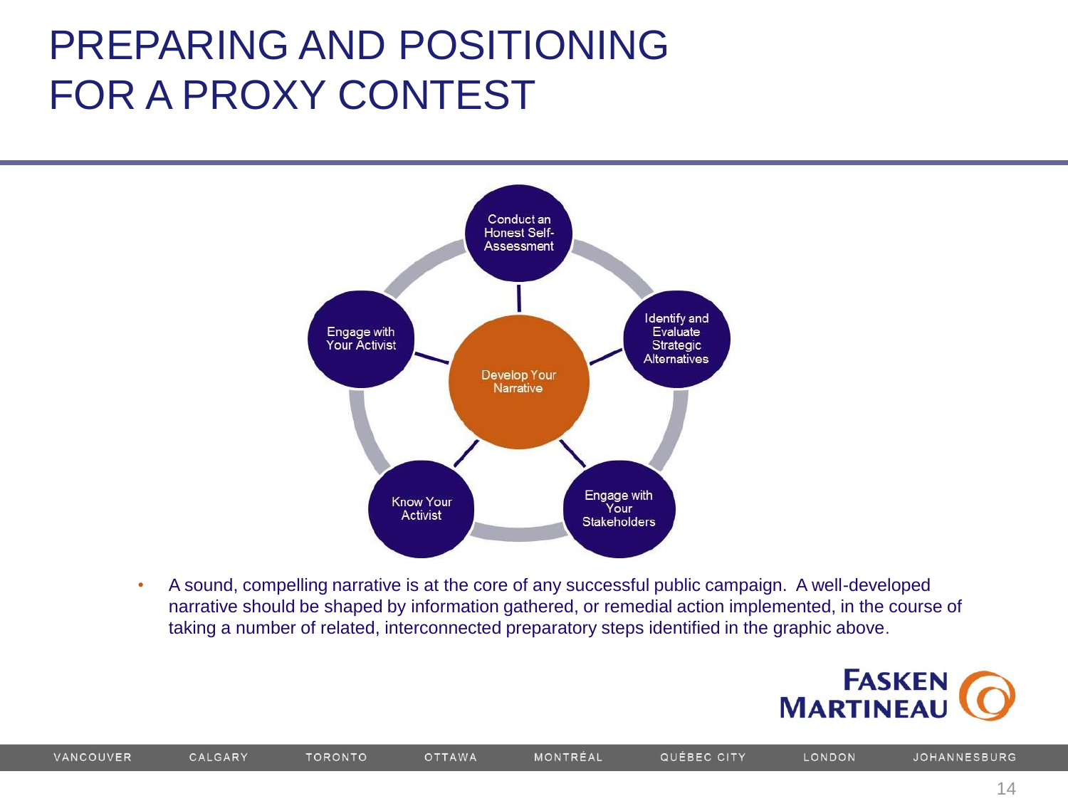# PREPARING AND POSITIONING FOR A PROXY CONTEST

- Conduct an Honest Self-Assessment
- Identify and Evaluate Strategic Alternatives
- Engage with Your Stakeholders
- Know Your Activist
- Engage with Your Activist
- Develop Your Narrative

- A sound, compelling narrative is at the core of any successful public campaign. A well-developed narrative should be shaped by information gathered, or remedial action implemented, in the course of taking a number of related, interconnected preparatory steps identified in the graphic above.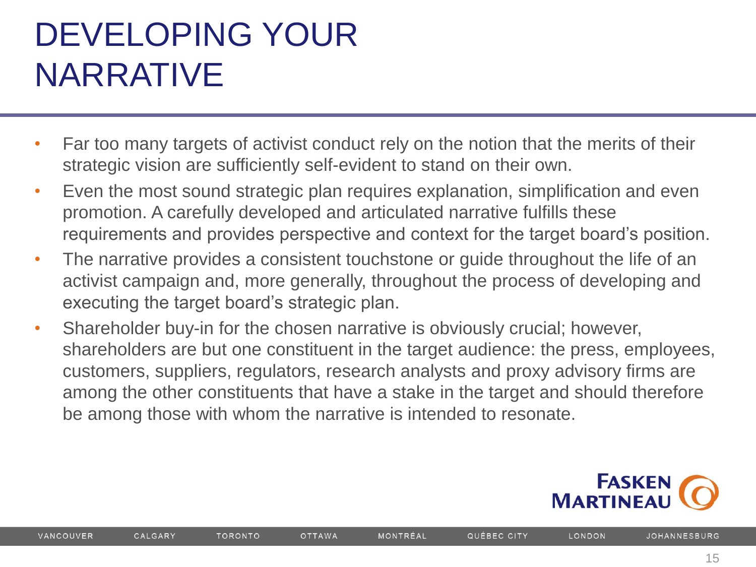# DEVELOPING YOUR NARRATIVE

- Far too many targets of activist conduct rely on the notion that the merits of their strategic vision are sufficiently self-evident to stand on their own.
- Even the most sound strategic plan requires explanation, simplification and even promotion. A carefully developed and articulated narrative fulfills these requirements and provides perspective and context for the target board's position.
- The narrative provides a consistent touchstone or guide throughout the life of an activist campaign and, more generally, throughout the process of developing and executing the target board's strategic plan.
- Shareholder buy-in for the chosen narrative is obviously crucial; however, shareholders are but one constituent in the target audience: the press, employees, customers, suppliers, regulators, research analysts and proxy advisory firms are among the other constituents that have a stake in the target and should therefore be among those with whom the narrative is intended to resonate.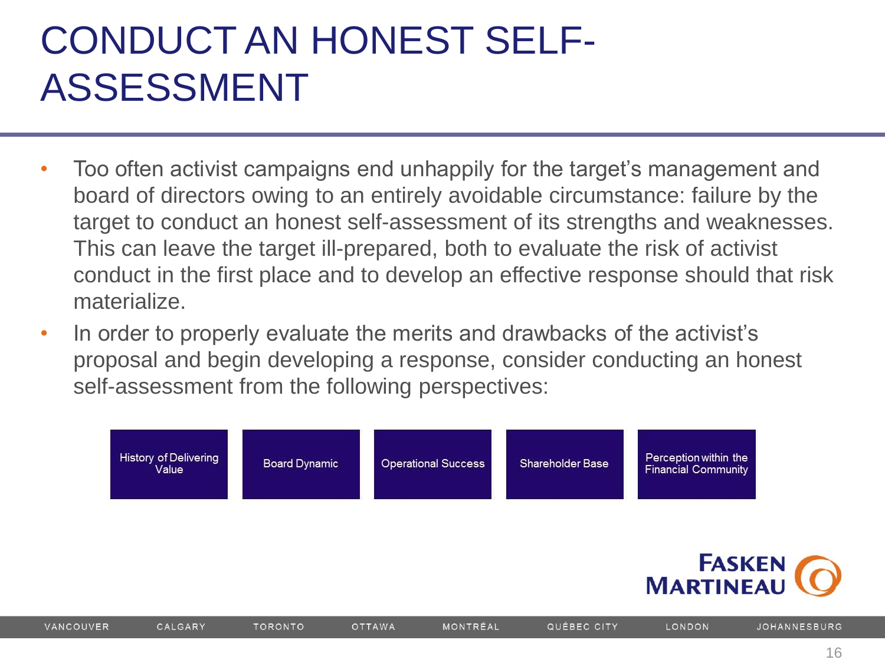# CONDUCT AN HONEST SELF-ASSESSMENT

- Too often activist campaigns end unhappily for the target's management and board of directors owing to an entirely avoidable circumstance: failure by the target to conduct an honest self-assessment of its strengths and weaknesses. This can leave the target ill-prepared, both to evaluate the risk of activist conduct in the first place and to develop an effective response should that risk materialize.
- In order to properly evaluate the merits and drawbacks of the activist's proposal and begin developing a response, consider conducting an honest self-assessment from the following perspectives:

| History of Delivering Value | Board Dynamic | Operational Success | Shareholder Base | Perception within the Financial Community |
| --- | --- | --- | --- | --- |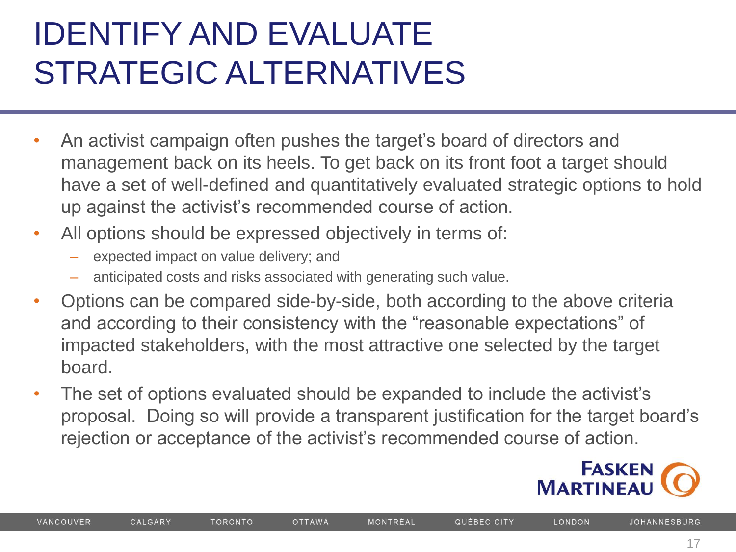# IDENTIFY AND EVALUATE STRATEGIC ALTERNATIVES

- An activist campaign often pushes the target's board of directors and management back on its heels. To get back on its front foot a target should have a set of well-defined and quantitatively evaluated strategic options to hold up against the activist's recommended course of action.
- All options should be expressed objectively in terms of:
  - expected impact on value delivery; and
  - anticipated costs and risks associated with generating such value.
- Options can be compared side-by-side, both according to the above criteria and according to their consistency with the "reasonable expectations" of impacted stakeholders, with the most attractive one selected by the target board.
- The set of options evaluated should be expanded to include the activist's proposal. Doing so will provide a transparent justification for the target board's rejection or acceptance of the activist's recommended course of action.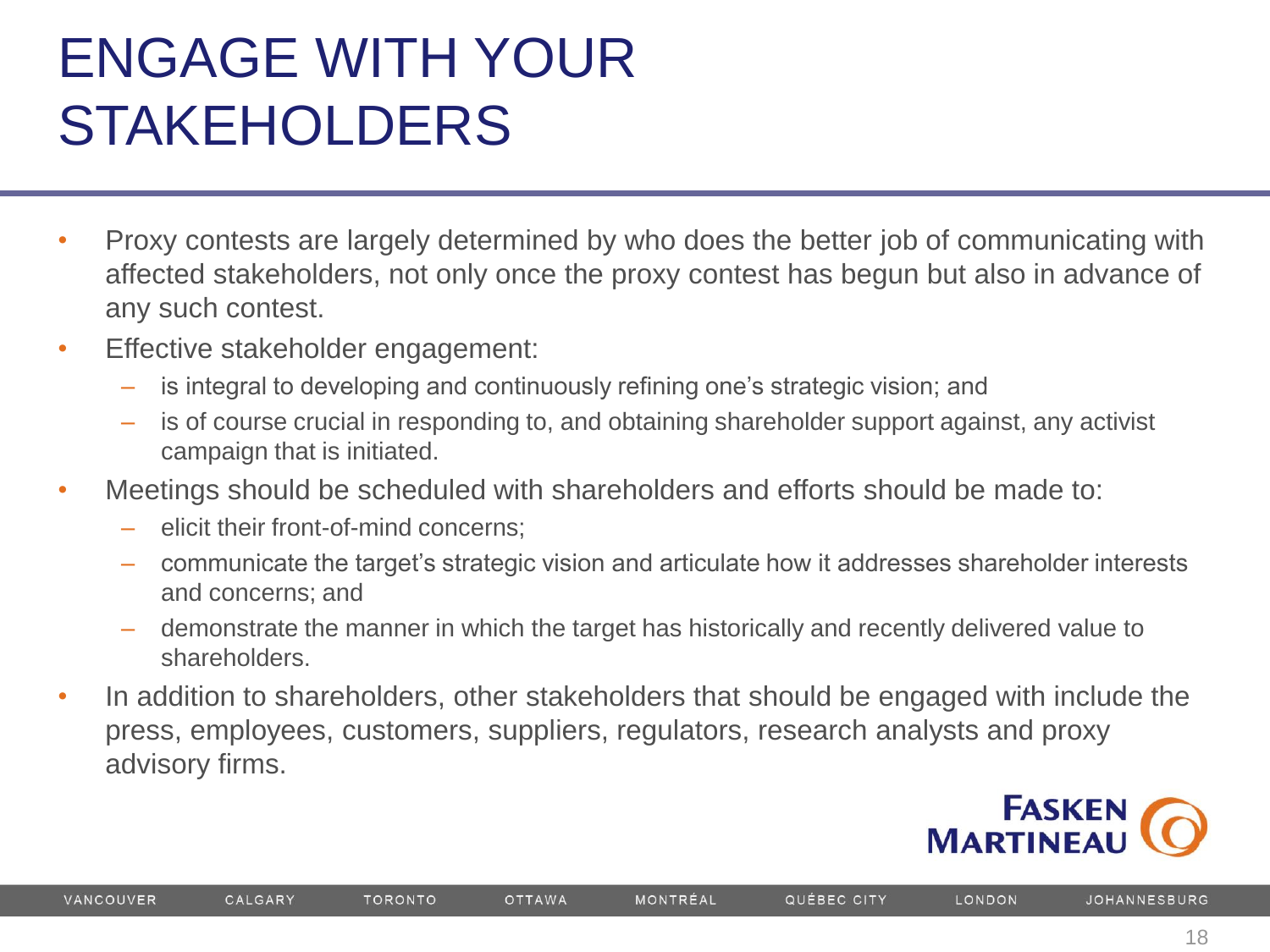# ENGAGE WITH YOUR STAKEHOLDERS

- Proxy contests are largely determined by who does the better job of communicating with affected stakeholders, not only once the proxy contest has begun but also in advance of any such contest.
- Effective stakeholder engagement:
  - is integral to developing and continuously refining one's strategic vision; and
  - is of course crucial in responding to, and obtaining shareholder support against, any activist campaign that is initiated.
- Meetings should be scheduled with shareholders and efforts should be made to:
  - elicit their front-of-mind concerns;
  - communicate the target's strategic vision and articulate how it addresses shareholder interests and concerns; and
  - demonstrate the manner in which the target has historically and recently delivered value to shareholders.
- In addition to shareholders, other stakeholders that should be engaged with include the press, employees, customers, suppliers, regulators, research analysts and proxy advisory firms.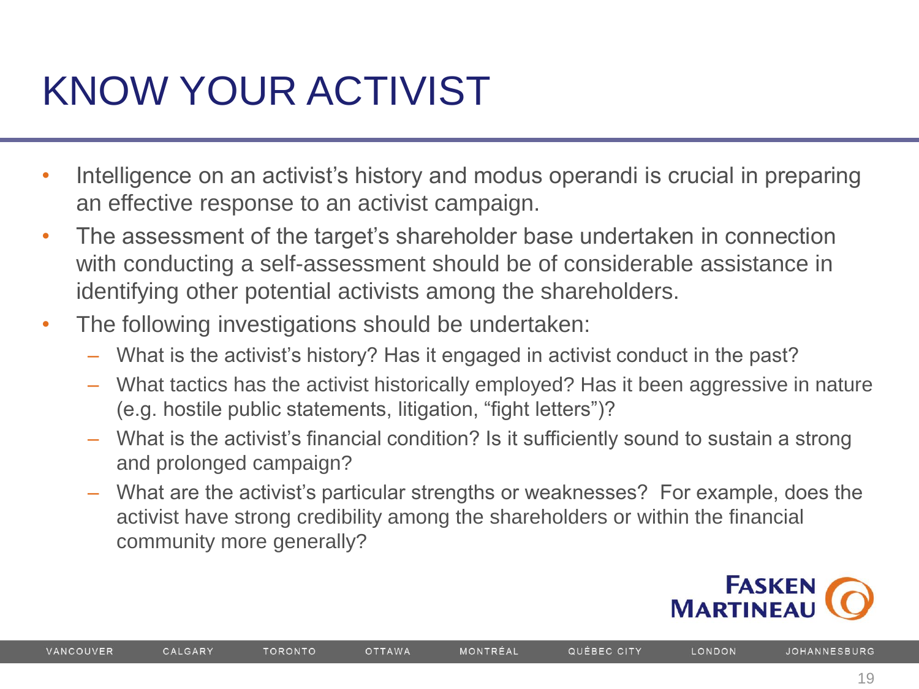# KNOW YOUR ACTIVIST

- Intelligence on an activist's history and modus operandi is crucial in preparing an effective response to an activist campaign.
- The assessment of the target's shareholder base undertaken in connection with conducting a self-assessment should be of considerable assistance in identifying other potential activists among the shareholders.
- The following investigations should be undertaken:
  - What is the activist's history? Has it engaged in activist conduct in the past?
  - What tactics has the activist historically employed? Has it been aggressive in nature (e.g. hostile public statements, litigation, "fight letters")?
  - What is the activist's financial condition? Is it sufficiently sound to sustain a strong and prolonged campaign?
  - What are the activist's particular strengths or weaknesses? For example, does the activist have strong credibility among the shareholders or within the financial community more generally?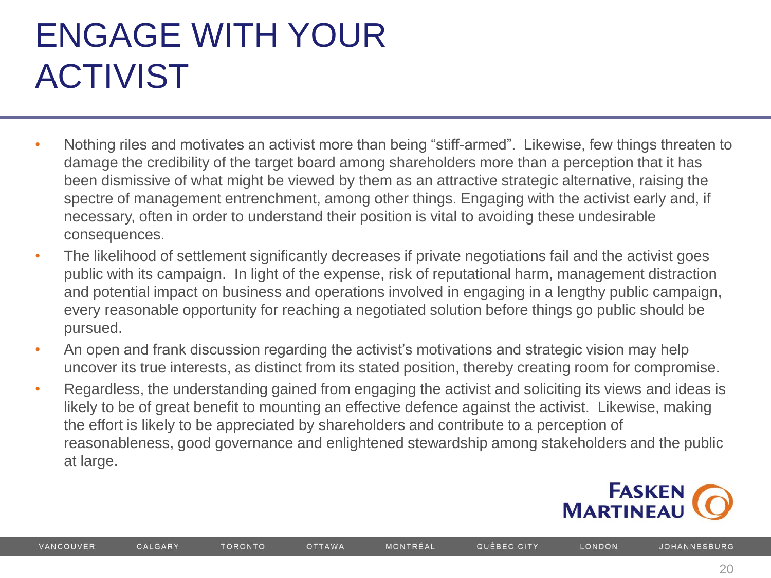# ENGAGE WITH YOUR ACTIVIST

- Nothing riles and motivates an activist more than being "stiff-armed". Likewise, few things threaten to damage the credibility of the target board among shareholders more than a perception that it has been dismissive of what might be viewed by them as an attractive strategic alternative, raising the spectre of management entrenchment, among other things. Engaging with the activist early and, if necessary, often in order to understand their position is vital to avoiding these undesirable consequences.
- The likelihood of settlement significantly decreases if private negotiations fail and the activist goes public with its campaign. In light of the expense, risk of reputational harm, management distraction and potential impact on business and operations involved in engaging in a lengthy public campaign, every reasonable opportunity for reaching a negotiated solution before things go public should be pursued.
- An open and frank discussion regarding the activist's motivations and strategic vision may help uncover its true interests, as distinct from its stated position, thereby creating room for compromise.
- Regardless, the understanding gained from engaging the activist and soliciting its views and ideas is likely to be of great benefit to mounting an effective defence against the activist. Likewise, making the effort is likely to be appreciated by shareholders and contribute to a perception of reasonableness, good governance and enlightened stewardship among stakeholders and the public at large.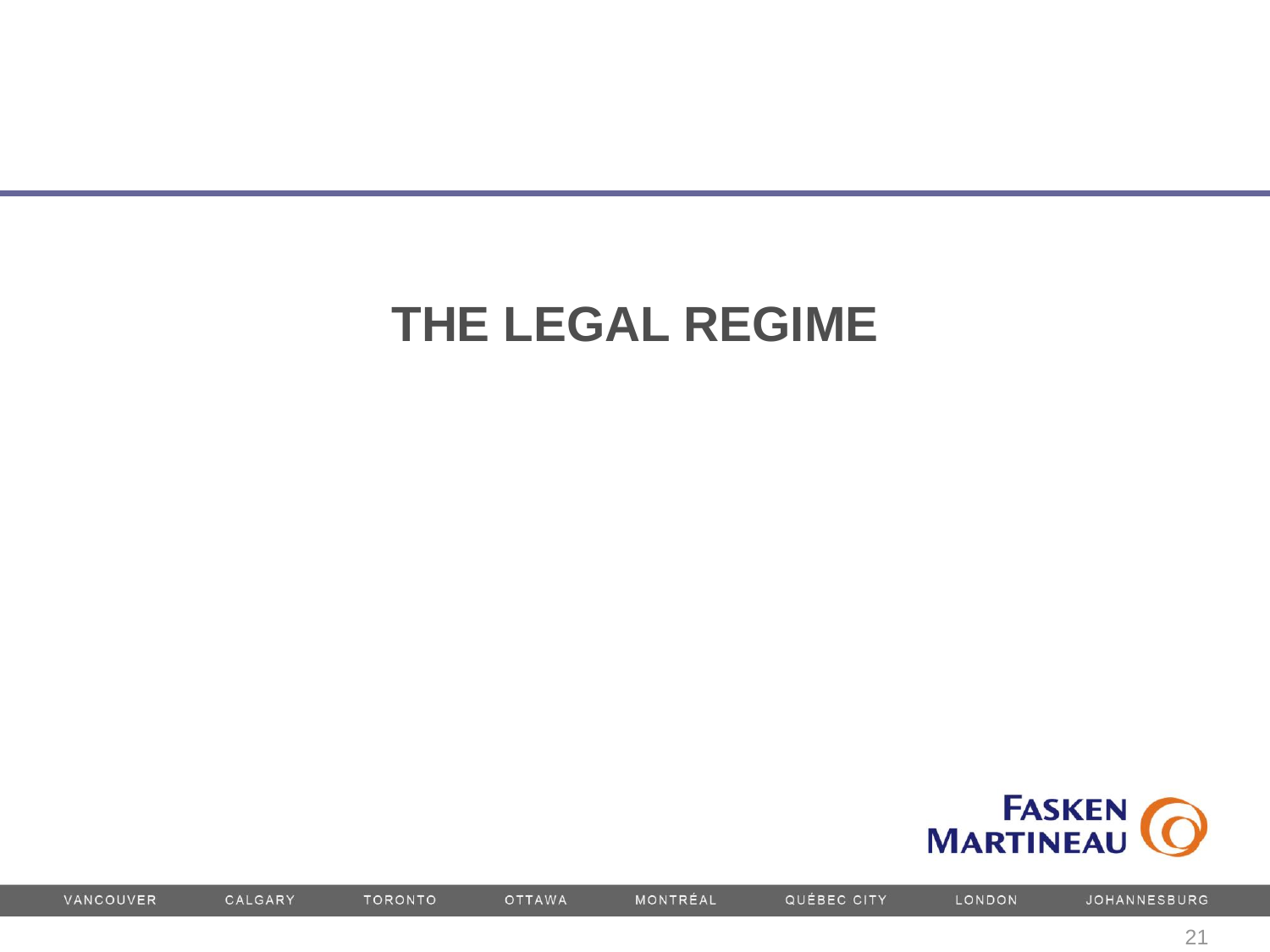# THE LEGAL REGIME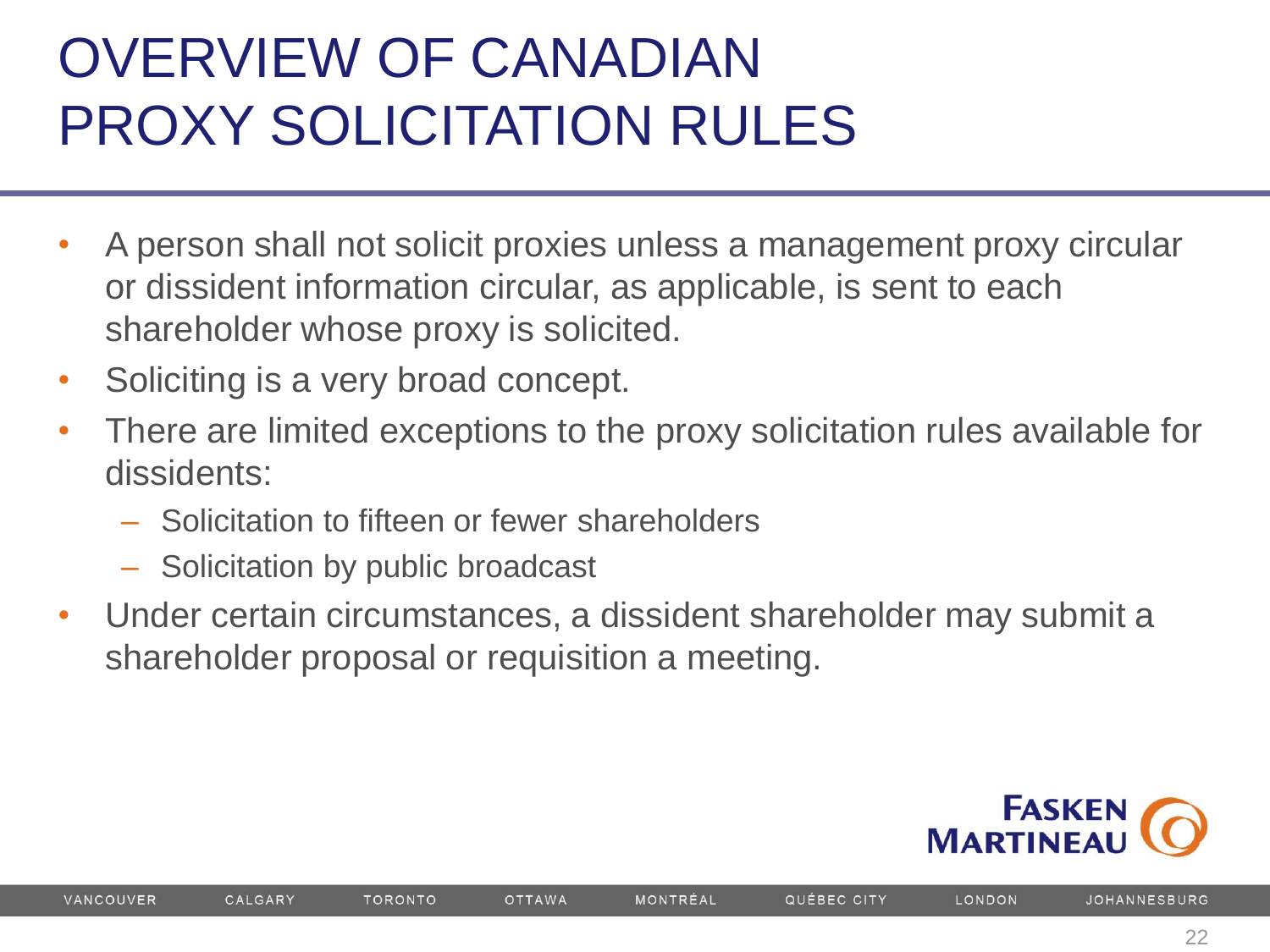# OVERVIEW OF CANADIAN PROXY SOLICITATION RULES

- A person shall not solicit proxies unless a management proxy circular or dissident information circular, as applicable, is sent to each shareholder whose proxy is solicited.
- Soliciting is a very broad concept.
- There are limited exceptions to the proxy solicitation rules available for dissidents:
  - Solicitation to fifteen or fewer shareholders
  - Solicitation by public broadcast
- Under certain circumstances, a dissident shareholder may submit a shareholder proposal or requisition a meeting.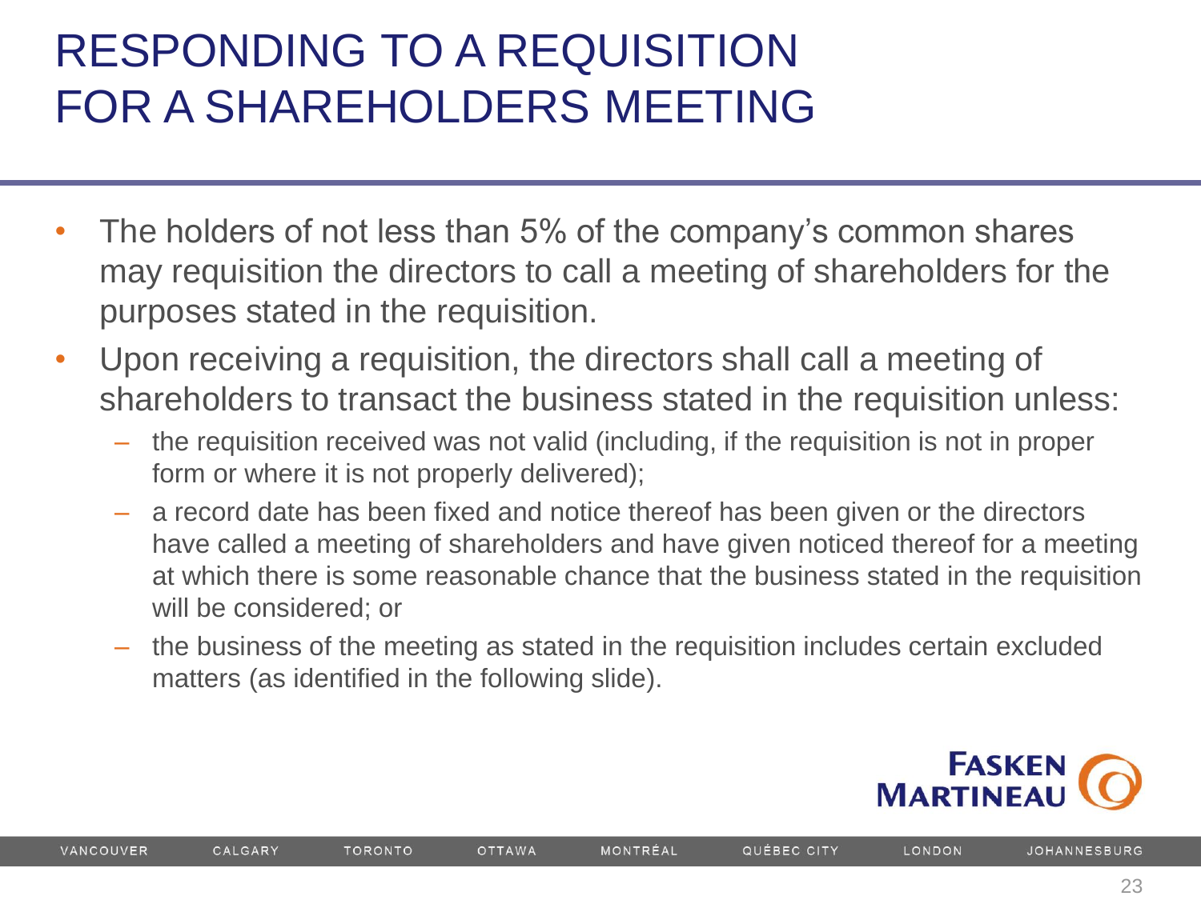# RESPONDING TO A REQUISITION FOR A SHAREHOLDERS MEETING

- The holders of not less than 5% of the company's common shares may requisition the directors to call a meeting of shareholders for the purposes stated in the requisition.
- Upon receiving a requisition, the directors shall call a meeting of shareholders to transact the business stated in the requisition unless:
  - the requisition received was not valid (including, if the requisition is not in proper form or where it is not properly delivered);
  - a record date has been fixed and notice thereof has been given or the directors have called a meeting of shareholders and have given noticed thereof for a meeting at which there is some reasonable chance that the business stated in the requisition will be considered; or
  - the business of the meeting as stated in the requisition includes certain excluded matters (as identified in the following slide).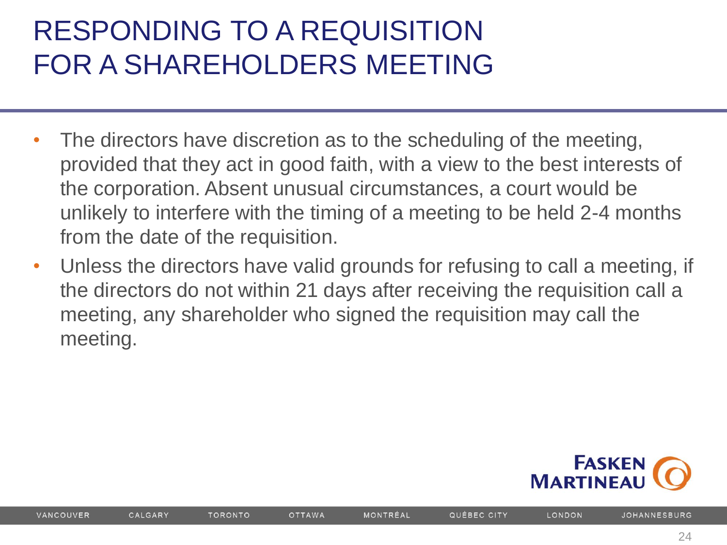# RESPONDING TO A REQUISITION FOR A SHAREHOLDERS MEETING

- The directors have discretion as to the scheduling of the meeting, provided that they act in good faith, with a view to the best interests of the corporation. Absent unusual circumstances, a court would be unlikely to interfere with the timing of a meeting to be held 2-4 months from the date of the requisition.
- Unless the directors have valid grounds for refusing to call a meeting, if the directors do not within 21 days after receiving the requisition call a meeting, any shareholder who signed the requisition may call the meeting.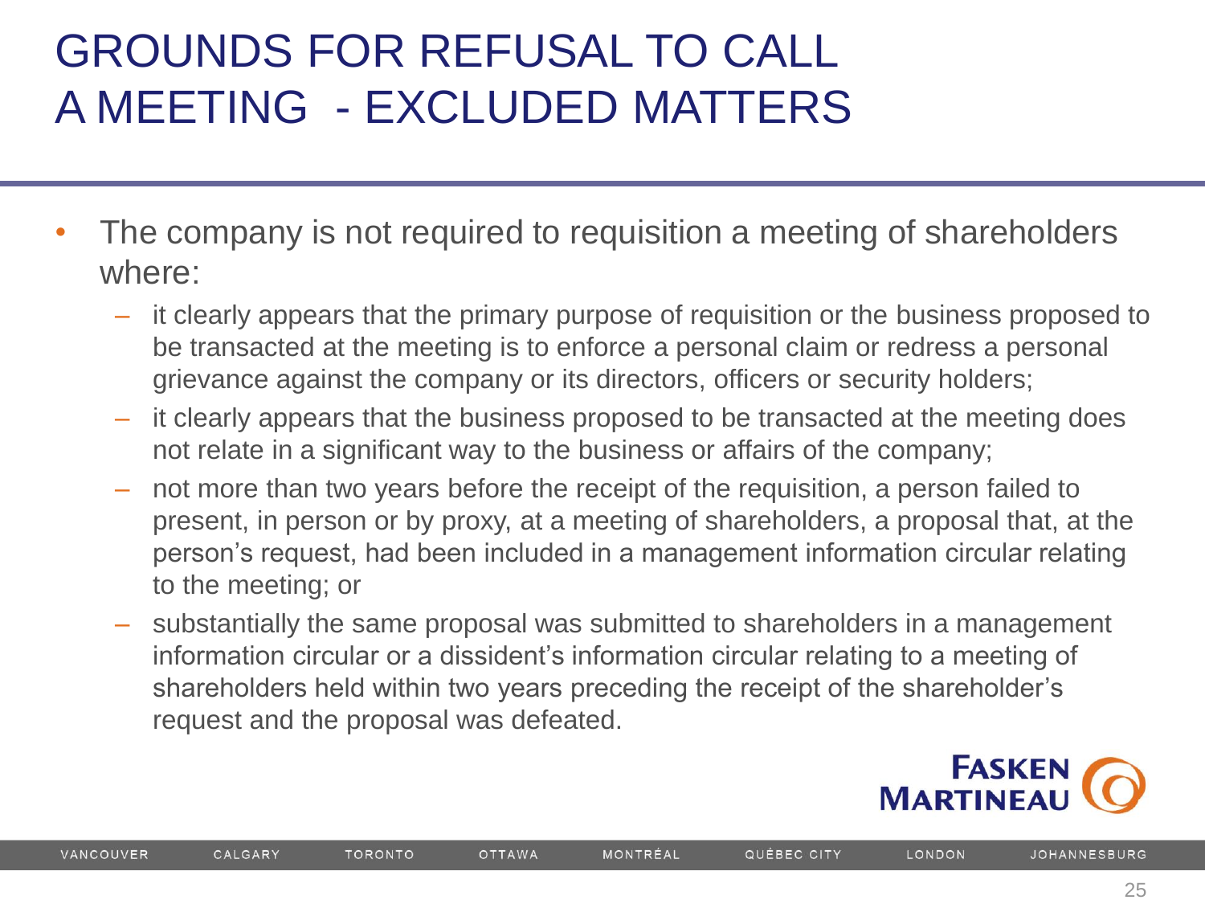# GROUNDS FOR REFUSAL TO CALL A MEETING - EXCLUDED MATTERS

- The company is not required to requisition a meeting of shareholders where:
  - it clearly appears that the primary purpose of requisition or the business proposed to be transacted at the meeting is to enforce a personal claim or redress a personal grievance against the company or its directors, officers or security holders;
  - it clearly appears that the business proposed to be transacted at the meeting does not relate in a significant way to the business or affairs of the company;
  - not more than two years before the receipt of the requisition, a person failed to present, in person or by proxy, at a meeting of shareholders, a proposal that, at the person's request, had been included in a management information circular relating to the meeting; or
  - substantially the same proposal was submitted to shareholders in a management information circular or a dissident's information circular relating to a meeting of shareholders held within two years preceding the receipt of the shareholder's request and the proposal was defeated.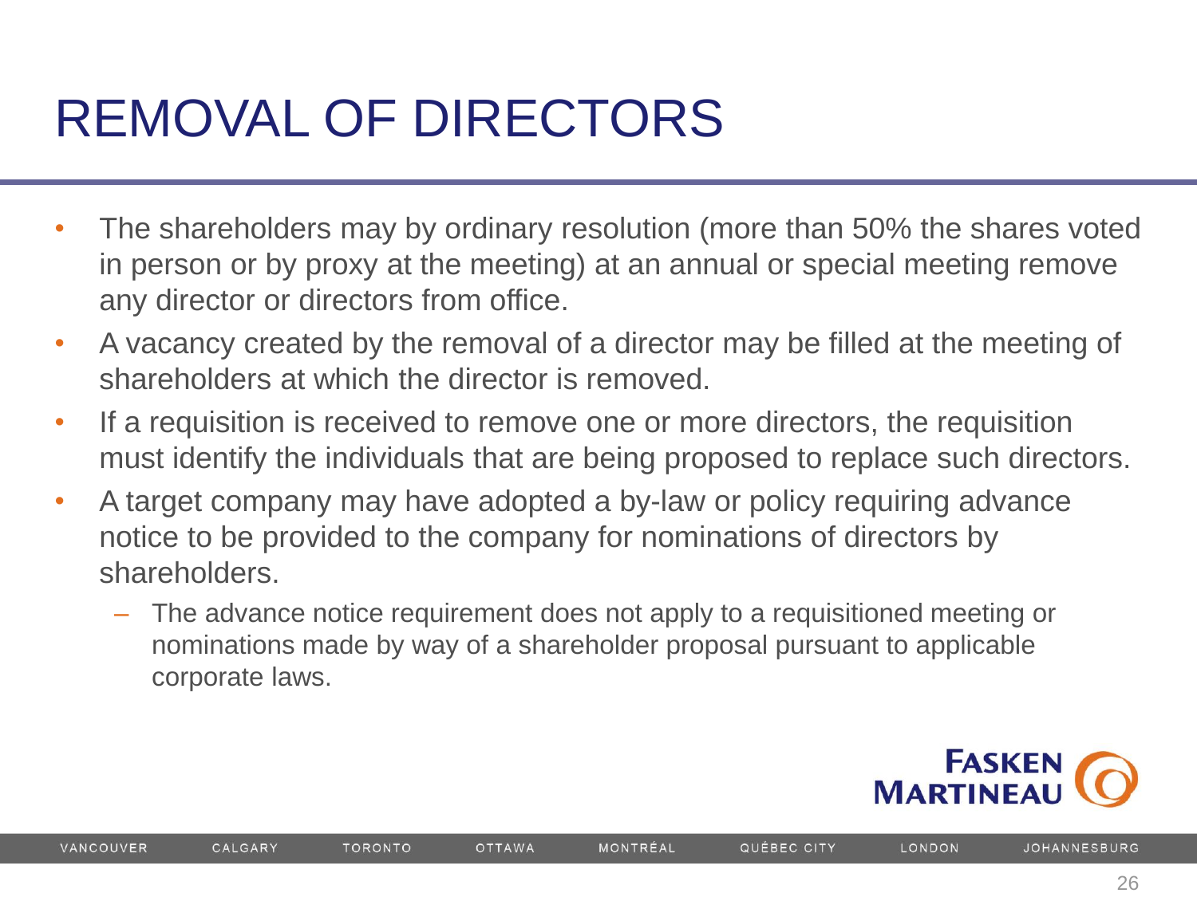# REMOVAL OF DIRECTORS

- The shareholders may by ordinary resolution (more than 50% the shares voted in person or by proxy at the meeting) at an annual or special meeting remove any director or directors from office.
- A vacancy created by the removal of a director may be filled at the meeting of shareholders at which the director is removed.
- If a requisition is received to remove one or more directors, the requisition must identify the individuals that are being proposed to replace such directors.
- A target company may have adopted a by-law or policy requiring advance notice to be provided to the company for nominations of directors by shareholders.
  - The advance notice requirement does not apply to a requisitioned meeting or nominations made by way of a shareholder proposal pursuant to applicable corporate laws.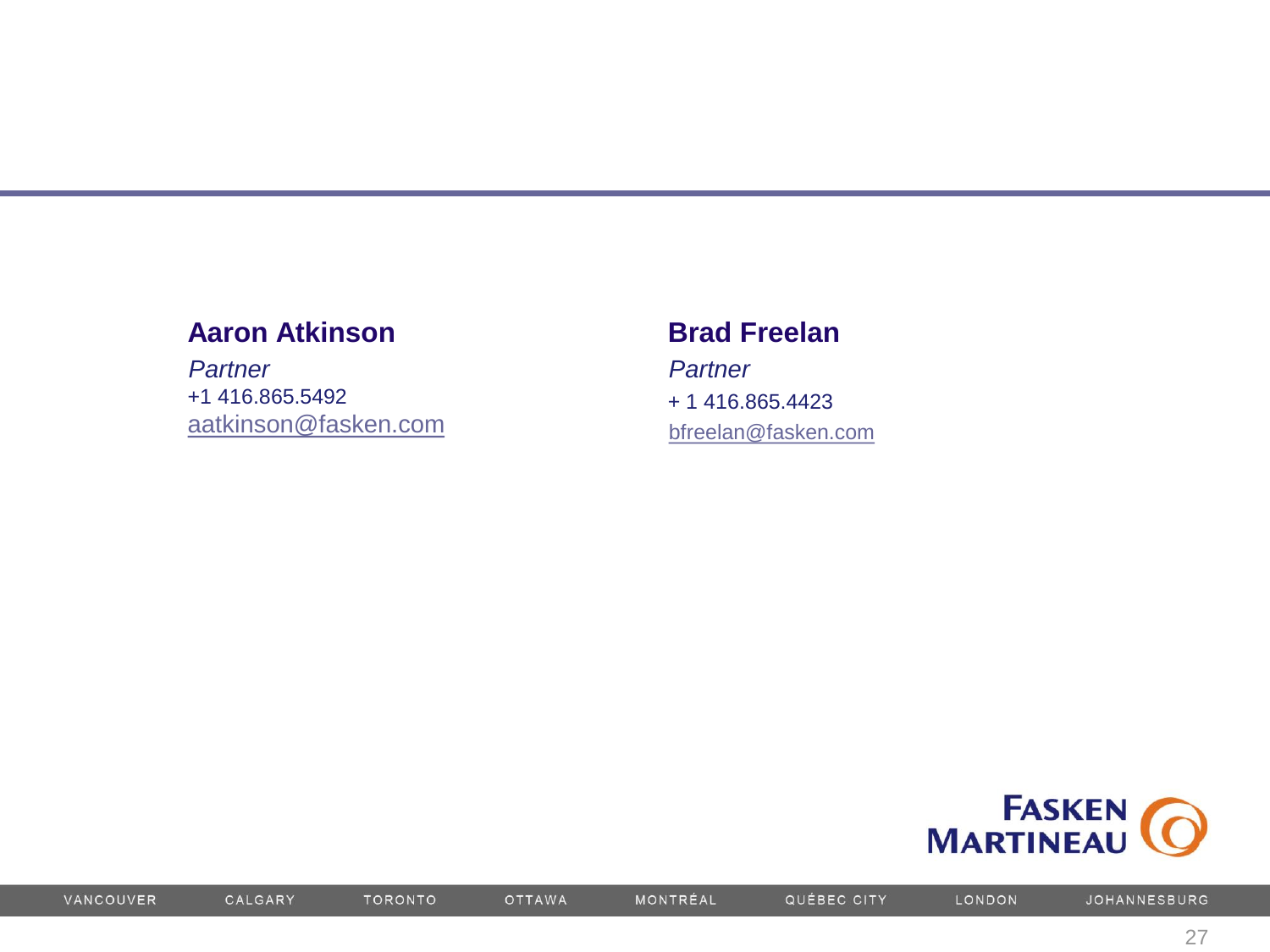**Aaron Atkinson**

*Partner*

+1 416.865.5492

aatkinson@fasken.com

**Brad Freelan**

*Partner*

+ 1 416.865.4423

bfreelan@fasken.com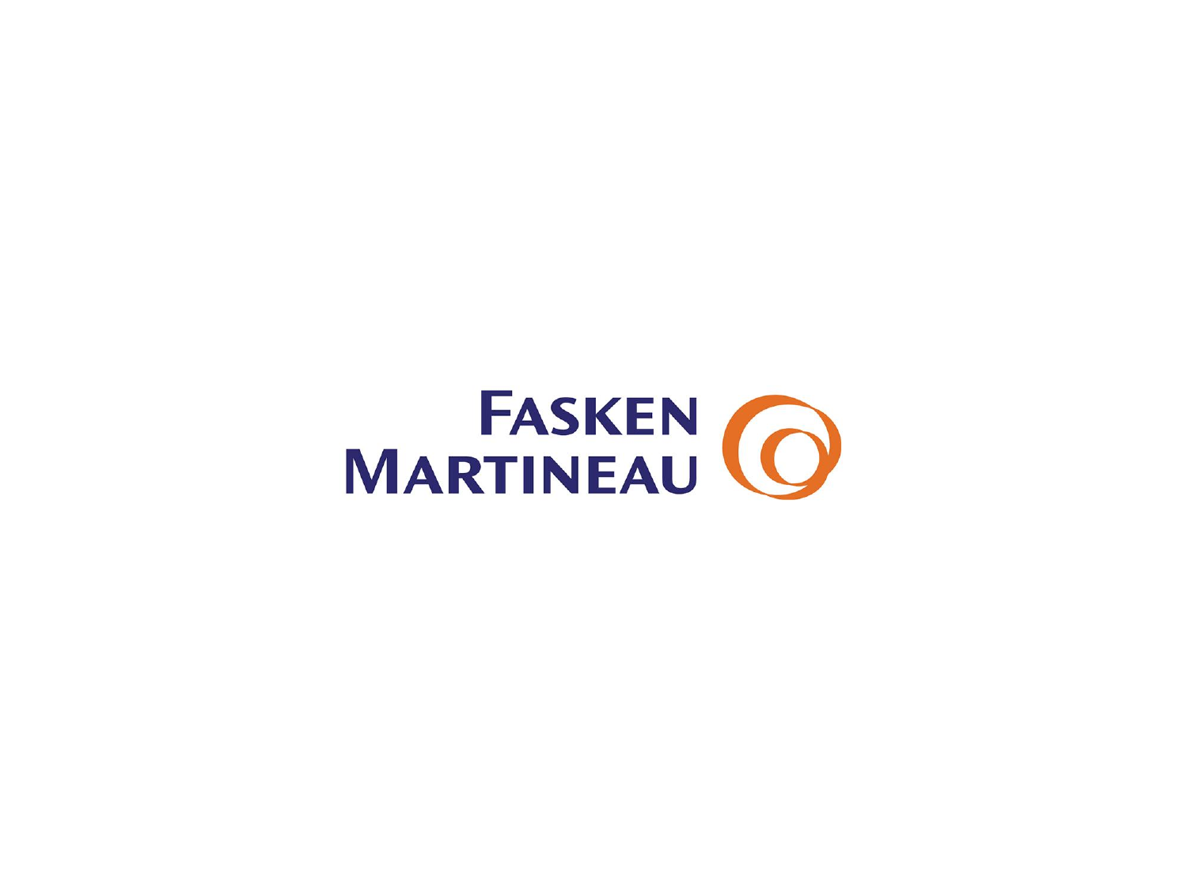FASKEN
MARTINEAU